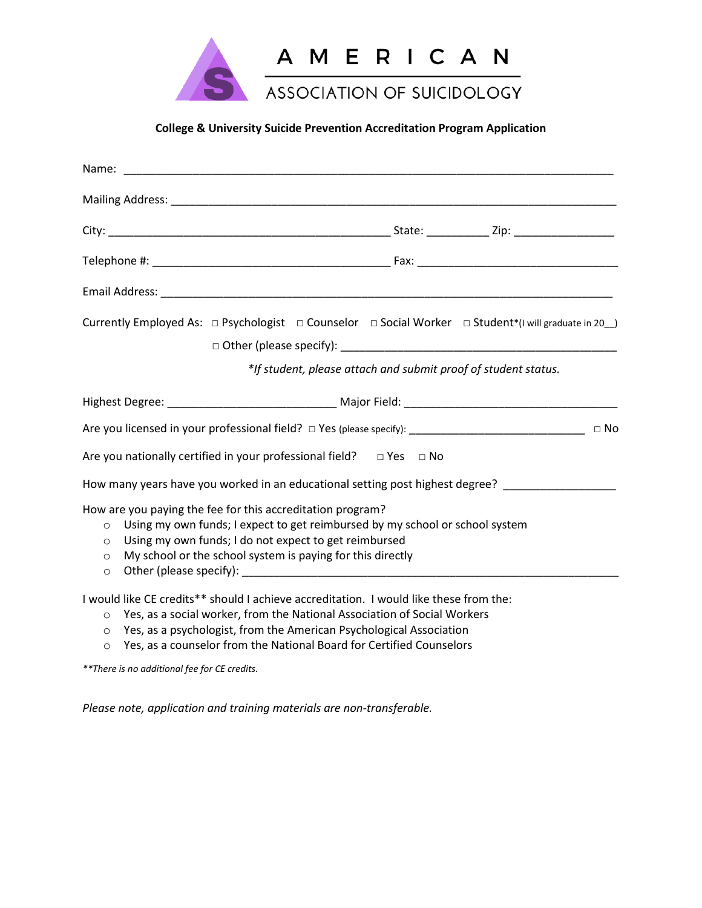AMERICAN

ASSOCIATION OF SUICIDOLOGY

**College & University Suicide Prevention Accreditation Program Application**

Name: ___________________________________________________________________________

Mailing Address: ___________________________________________________________________

City: ____________________________________________ State: _________ Zip: _______________

Telephone #: _____________________________________ Fax: _______________________________

Email Address: _____________________________________________________________________

Currently Employed As: □ Psychologist □ Counselor □ Social Worker □ Student*(I will graduate in 20__)

□ Other (please specify): ___________________________________________

*\*If student, please attach and submit proof of student status.*

Highest Degree: __________________________ Major Field: _________________________________

Are you licensed in your professional field? □ Yes (please specify): ___________________________ □ No

Are you nationally certified in your professional field? □ Yes □ No

How many years have you worked in an educational setting post highest degree? _________________

How are you paying the fee for this accreditation program?

- ○ Using my own funds; I expect to get reimbursed by my school or school system
- ○ Using my own funds; I do not expect to get reimbursed
- ○ My school or the school system is paying for this directly
- ○ Other (please specify): ___________________________________________________________

I would like CE credits** should I achieve accreditation. I would like these from the:

- ○ Yes, as a social worker, from the National Association of Social Workers
- ○ Yes, as a psychologist, from the American Psychological Association
- ○ Yes, as a counselor from the National Board for Certified Counselors

*\*\*There is no additional fee for CE credits.*

*Please note, application and training materials are non-transferable.*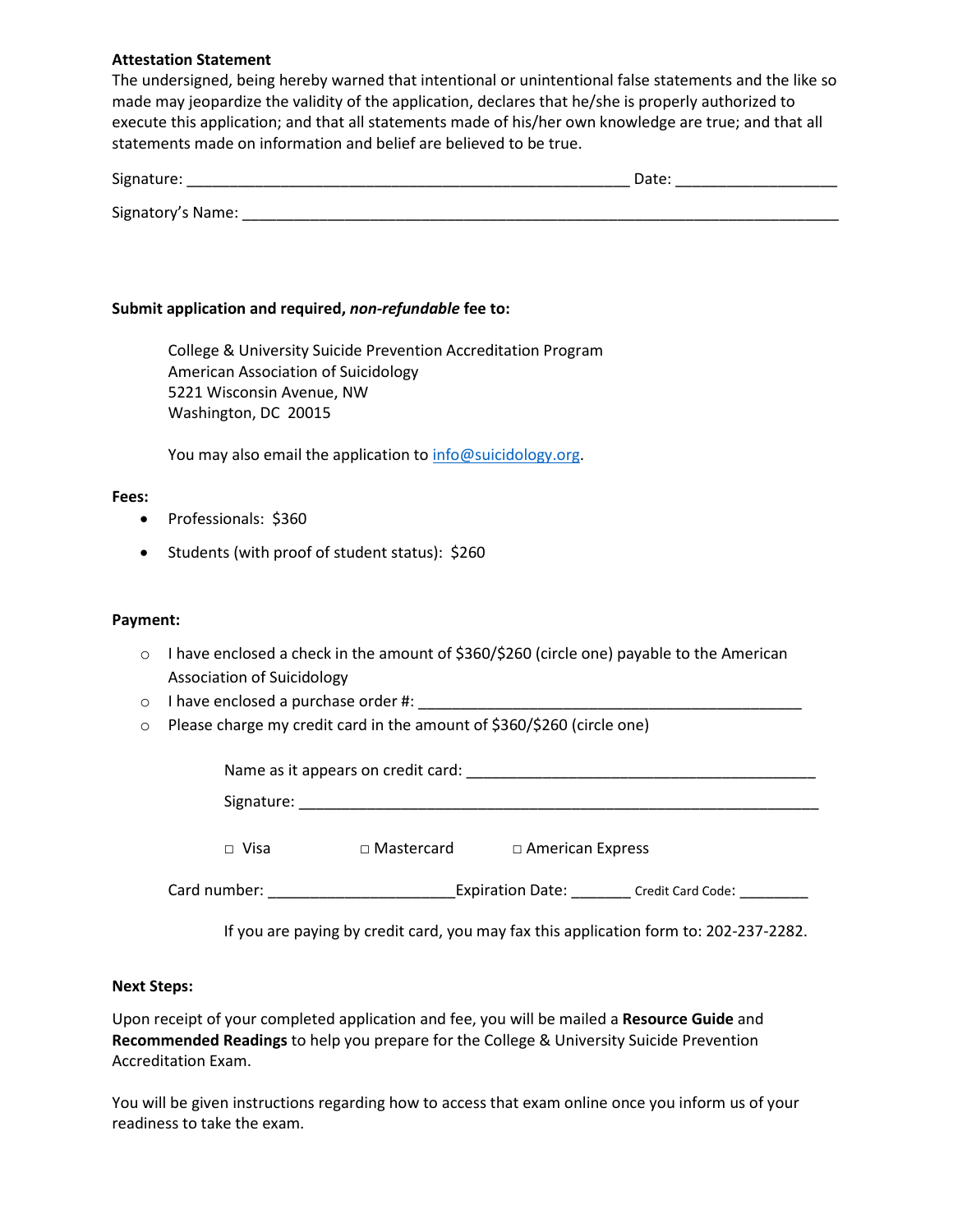**Attestation Statement**

The undersigned, being hereby warned that intentional or unintentional false statements and the like so made may jeopardize the validity of the application, declares that he/she is properly authorized to execute this application; and that all statements made of his/her own knowledge are true; and that all statements made on information and belief are believed to be true.

Signature: ______________________________________________________ Date: ___________________

Signatory's Name: ___________________________________________________________________________

**Submit application and required, *non-refundable* fee to:**

College & University Suicide Prevention Accreditation Program
American Association of Suicidology
5221 Wisconsin Avenue, NW
Washington, DC 20015

You may also email the application to info@suicidology.org.

**Fees:**

- Professionals: $360
- Students (with proof of student status): $260

**Payment:**

- ○ I have enclosed a check in the amount of $360/$260 (circle one) payable to the American Association of Suicidology
- ○ I have enclosed a purchase order #: _______________________________________________
- ○ Please charge my credit card in the amount of $360/$260 (circle one)

Name as it appears on credit card: ___________________________________________

Signature: _______________________________________________________________

□ Visa □ Mastercard □ American Express

Card number: ______________________Expiration Date: _______ Credit Card Code: ________

If you are paying by credit card, you may fax this application form to: 202-237-2282.

**Next Steps:**

Upon receipt of your completed application and fee, you will be mailed a **Resource Guide** and **Recommended Readings** to help you prepare for the College & University Suicide Prevention Accreditation Exam.

You will be given instructions regarding how to access that exam online once you inform us of your readiness to take the exam.